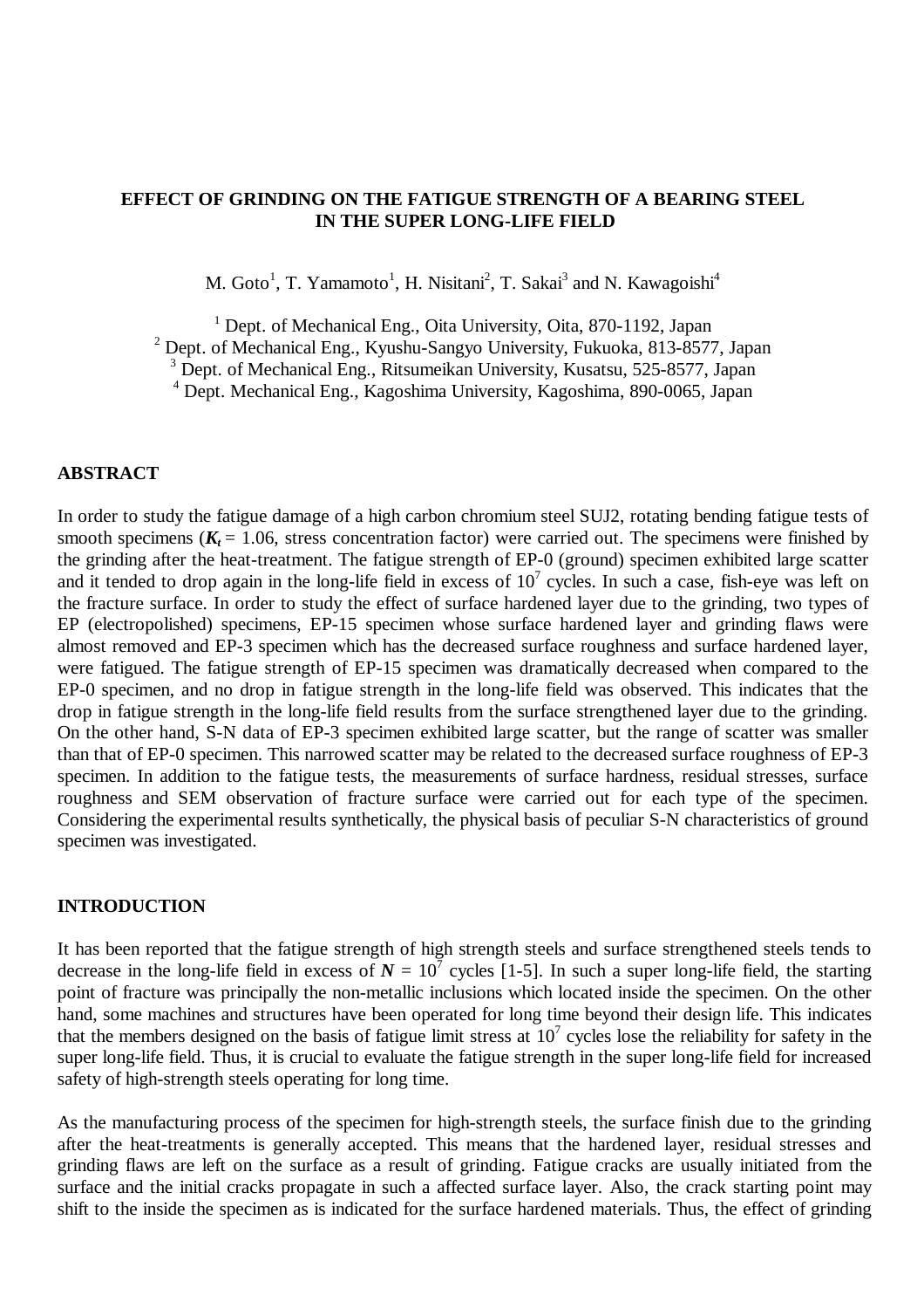# EFFECT OF GRINDING ON THE FATIGUE STRENGTH OF A BEARING STEEL IN THE SUPER LONG-LIFE FIELD

M. Goto[1], T. Yamamoto[1], H. Nisitani[2], T. Sakai[3] and N. Kawagoishi[4]

[1] Dept. of Mechanical Eng., Oita University, Oita, 870-1192, Japan
[2] Dept. of Mechanical Eng., Kyushu-Sangyo University, Fukuoka, 813-8577, Japan
[3] Dept. of Mechanical Eng., Ritsumeikan University, Kusatsu, 525-8577, Japan
[4] Dept. Mechanical Eng., Kagoshima University, Kagoshima, 890-0065, Japan

## ABSTRACT

In order to study the fatigue damage of a high carbon chromium steel SUJ2, rotating bending fatigue tests of smooth specimens ($\boldsymbol{K_t}$ = 1.06, stress concentration factor) were carried out. The specimens were finished by the grinding after the heat-treatment. The fatigue strength of EP-0 (ground) specimen exhibited large scatter and it tended to drop again in the long-life field in excess of $10^7$ cycles. In such a case, fish-eye was left on the fracture surface. In order to study the effect of surface hardened layer due to the grinding, two types of EP (electropolished) specimens, EP-15 specimen whose surface hardened layer and grinding flaws were almost removed and EP-3 specimen which has the decreased surface roughness and surface hardened layer, were fatigued. The fatigue strength of EP-15 specimen was dramatically decreased when compared to the EP-0 specimen, and no drop in fatigue strength in the long-life field was observed. This indicates that the drop in fatigue strength in the long-life field results from the surface strengthened layer due to the grinding. On the other hand, S-N data of EP-3 specimen exhibited large scatter, but the range of scatter was smaller than that of EP-0 specimen. This narrowed scatter may be related to the decreased surface roughness of EP-3 specimen. In addition to the fatigue tests, the measurements of surface hardness, residual stresses, surface roughness and SEM observation of fracture surface were carried out for each type of the specimen. Considering the experimental results synthetically, the physical basis of peculiar S-N characteristics of ground specimen was investigated.

## INTRODUCTION

It has been reported that the fatigue strength of high strength steels and surface strengthened steels tends to decrease in the long-life field in excess of $\boldsymbol{N} = 10^7$ cycles [1-5]. In such a super long-life field, the starting point of fracture was principally the non-metallic inclusions which located inside the specimen. On the other hand, some machines and structures have been operated for long time beyond their design life. This indicates that the members designed on the basis of fatigue limit stress at $10^7$ cycles lose the reliability for safety in the super long-life field. Thus, it is crucial to evaluate the fatigue strength in the super long-life field for increased safety of high-strength steels operating for long time.

As the manufacturing process of the specimen for high-strength steels, the surface finish due to the grinding after the heat-treatments is generally accepted. This means that the hardened layer, residual stresses and grinding flaws are left on the surface as a result of grinding. Fatigue cracks are usually initiated from the surface and the initial cracks propagate in such a affected surface layer. Also, the crack starting point may shift to the inside the specimen as is indicated for the surface hardened materials. Thus, the effect of grinding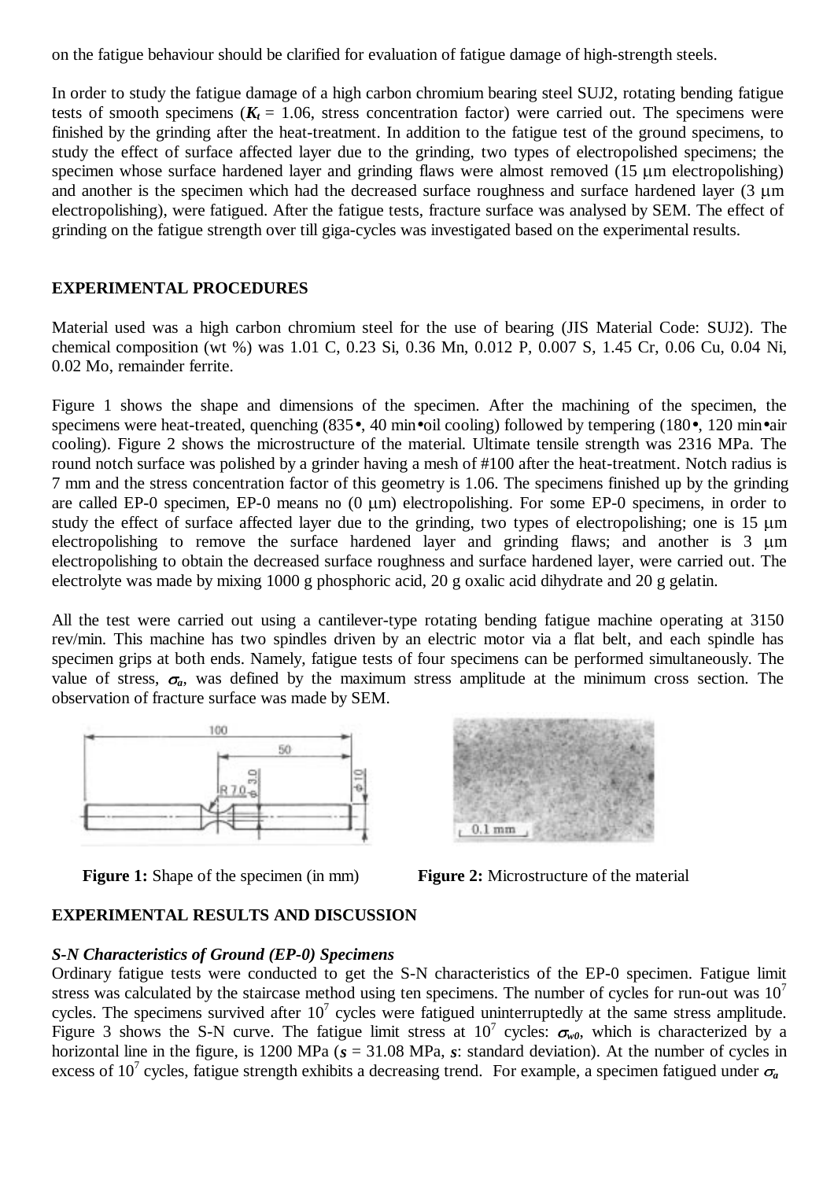on the fatigue behaviour should be clarified for evaluation of fatigue damage of high-strength steels.

In order to study the fatigue damage of a high carbon chromium bearing steel SUJ2, rotating bending fatigue tests of smooth specimens ($K_t$ = 1.06, stress concentration factor) were carried out. The specimens were finished by the grinding after the heat-treatment. In addition to the fatigue test of the ground specimens, to study the effect of surface affected layer due to the grinding, two types of electropolished specimens; the specimen whose surface hardened layer and grinding flaws were almost removed (15 μm electropolishing) and another is the specimen which had the decreased surface roughness and surface hardened layer (3 μm electropolishing), were fatigued. After the fatigue tests, fracture surface was analysed by SEM. The effect of grinding on the fatigue strength over till giga-cycles was investigated based on the experimental results.

## EXPERIMENTAL PROCEDURES

Material used was a high carbon chromium steel for the use of bearing (JIS Material Code: SUJ2). The chemical composition (wt %) was 1.01 C, 0.23 Si, 0.36 Mn, 0.012 P, 0.007 S, 1.45 Cr, 0.06 Cu, 0.04 Ni, 0.02 Mo, remainder ferrite.

Figure 1 shows the shape and dimensions of the specimen. After the machining of the specimen, the specimens were heat-treated, quenching (835•, 40 min•oil cooling) followed by tempering (180•, 120 min•air cooling). Figure 2 shows the microstructure of the material. Ultimate tensile strength was 2316 MPa. The round notch surface was polished by a grinder having a mesh of #100 after the heat-treatment. Notch radius is 7 mm and the stress concentration factor of this geometry is 1.06. The specimens finished up by the grinding are called EP-0 specimen, EP-0 means no (0 μm) electropolishing. For some EP-0 specimens, in order to study the effect of surface affected layer due to the grinding, two types of electropolishing; one is 15 μm electropolishing to remove the surface hardened layer and grinding flaws; and another is 3 μm electropolishing to obtain the decreased surface roughness and surface hardened layer, were carried out. The electrolyte was made by mixing 1000 g phosphoric acid, 20 g oxalic acid dihydrate and 20 g gelatin.

All the test were carried out using a cantilever-type rotating bending fatigue machine operating at 3150 rev/min. This machine has two spindles driven by an electric motor via a flat belt, and each spindle has specimen grips at both ends. Namely, fatigue tests of four specimens can be performed simultaneously. The value of stress, $\sigma_a$, was defined by the maximum stress amplitude at the minimum cross section. The observation of fracture surface was made by SEM.

**Figure 1:** Shape of the specimen (in mm)

**Figure 2:** Microstructure of the material

## EXPERIMENTAL RESULTS AND DISCUSSION

### *S-N Characteristics of Ground (EP-0) Specimens*

Ordinary fatigue tests were conducted to get the S-N characteristics of the EP-0 specimen. Fatigue limit stress was calculated by the staircase method using ten specimens. The number of cycles for run-out was $10^7$ cycles. The specimens survived after $10^7$ cycles were fatigued uninterruptedly at the same stress amplitude. Figure 3 shows the S-N curve. The fatigue limit stress at $10^7$ cycles: $\sigma_{w0}$, which is characterized by a horizontal line in the figure, is 1200 MPa ($s$ = 31.08 MPa, $s$: standard deviation). At the number of cycles in excess of $10^7$ cycles, fatigue strength exhibits a decreasing trend. For example, a specimen fatigued under $\sigma_a$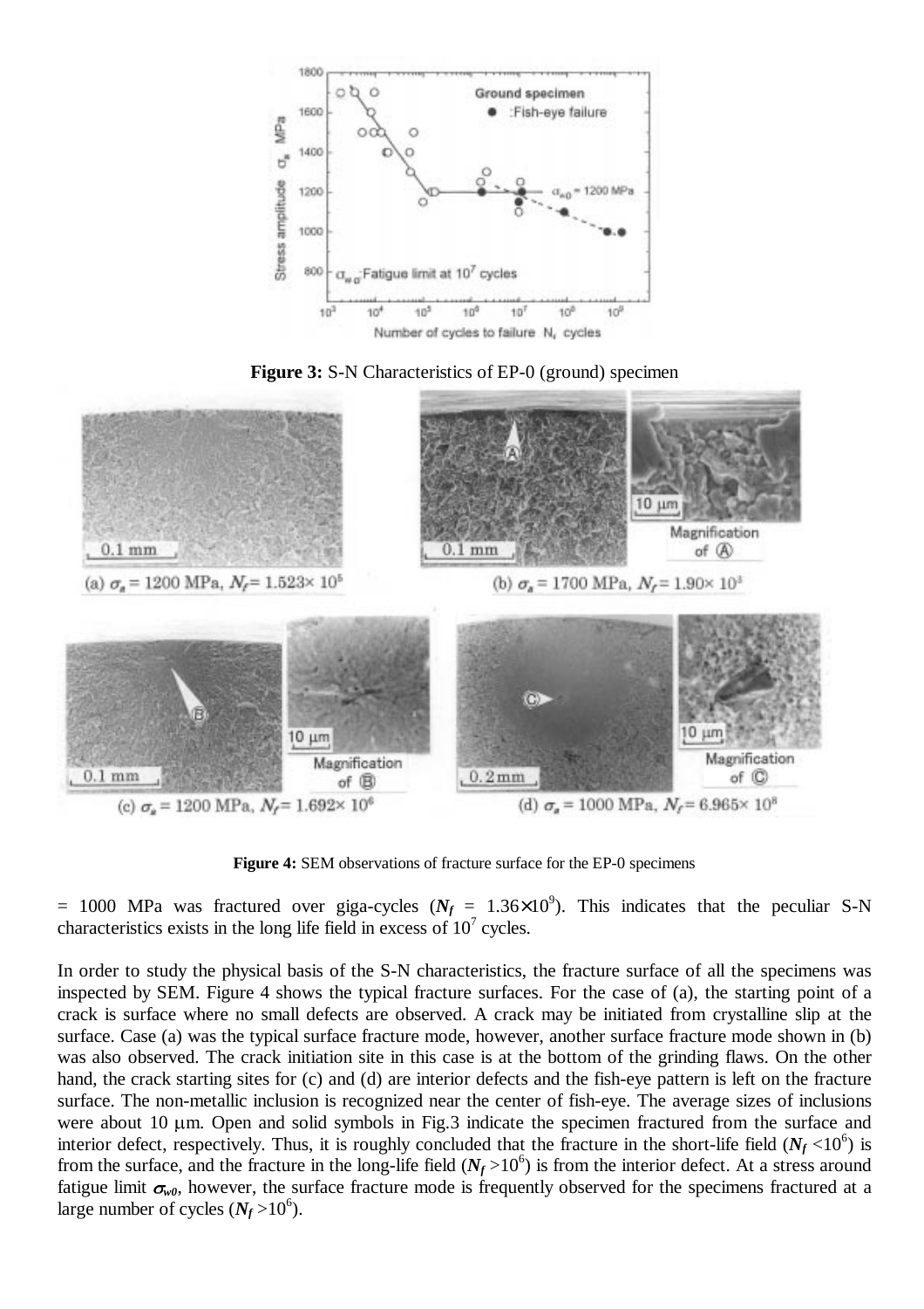**Figure 3:** S-N Characteristics of EP-0 (ground) specimen

**Figure 4:** SEM observations of fracture surface for the EP-0 specimens

= 1000 MPa was fractured over giga-cycles ($N_f$ = 1.36×10$^9$). This indicates that the peculiar S-N characteristics exists in the long life field in excess of 10$^7$ cycles.

In order to study the physical basis of the S-N characteristics, the fracture surface of all the specimens was inspected by SEM. Figure 4 shows the typical fracture surfaces. For the case of (a), the starting point of a crack is surface where no small defects are observed. A crack may be initiated from crystalline slip at the surface. Case (a) was the typical surface fracture mode, however, another surface fracture mode shown in (b) was also observed. The crack initiation site in this case is at the bottom of the grinding flaws. On the other hand, the crack starting sites for (c) and (d) are interior defects and the fish-eye pattern is left on the fracture surface. The non-metallic inclusion is recognized near the center of fish-eye. The average sizes of inclusions were about 10 μm. Open and solid symbols in Fig.3 indicate the specimen fractured from the surface and interior defect, respectively. Thus, it is roughly concluded that the fracture in the short-life field ($N_f$ <10$^6$) is from the surface, and the fracture in the long-life field ($N_f$ >10$^6$) is from the interior defect. At a stress around fatigue limit $\sigma_{w0}$, however, the surface fracture mode is frequently observed for the specimens fractured at a large number of cycles ($N_f$ >10$^6$).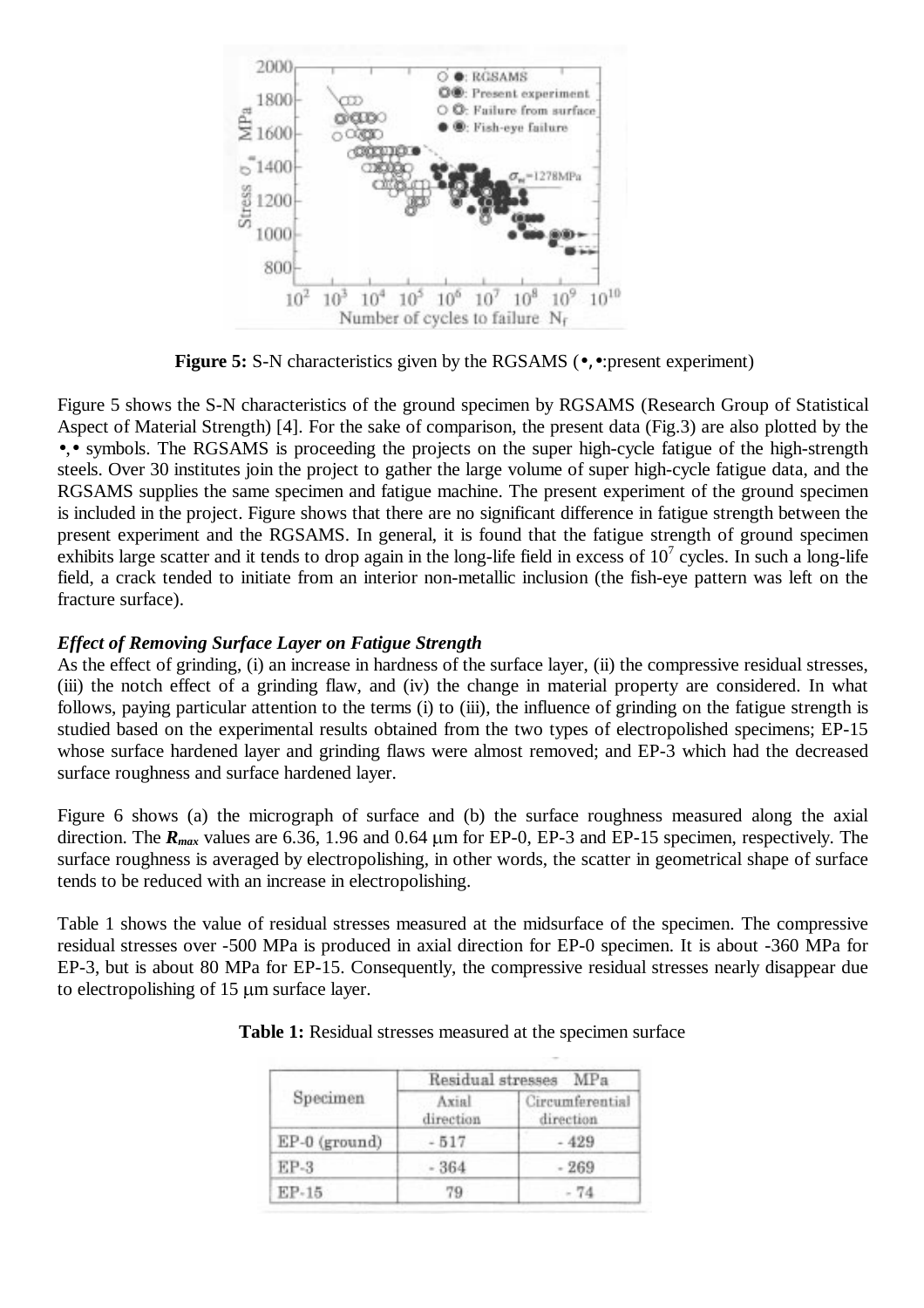**Figure 5:** S-N characteristics given by the RGSAMS (•,•:present experiment)

Figure 5 shows the S-N characteristics of the ground specimen by RGSAMS (Research Group of Statistical Aspect of Material Strength) [4]. For the sake of comparison, the present data (Fig.3) are also plotted by the •,• symbols. The RGSAMS is proceeding the projects on the super high-cycle fatigue of the high-strength steels. Over 30 institutes join the project to gather the large volume of super high-cycle fatigue data, and the RGSAMS supplies the same specimen and fatigue machine. The present experiment of the ground specimen is included in the project. Figure shows that there are no significant difference in fatigue strength between the present experiment and the RGSAMS. In general, it is found that the fatigue strength of ground specimen exhibits large scatter and it tends to drop again in the long-life field in excess of $10^7$ cycles. In such a long-life field, a crack tended to initiate from an interior non-metallic inclusion (the fish-eye pattern was left on the fracture surface).

***Effect of Removing Surface Layer on Fatigue Strength***

As the effect of grinding, (i) an increase in hardness of the surface layer, (ii) the compressive residual stresses, (iii) the notch effect of a grinding flaw, and (iv) the change in material property are considered. In what follows, paying particular attention to the terms (i) to (iii), the influence of grinding on the fatigue strength is studied based on the experimental results obtained from the two types of electropolished specimens; EP-15 whose surface hardened layer and grinding flaws were almost removed; and EP-3 which had the decreased surface roughness and surface hardened layer.

Figure 6 shows (a) the micrograph of surface and (b) the surface roughness measured along the axial direction. The $R_{max}$ values are 6.36, 1.96 and 0.64 μm for EP-0, EP-3 and EP-15 specimen, respectively. The surface roughness is averaged by electropolishing, in other words, the scatter in geometrical shape of surface tends to be reduced with an increase in electropolishing.

Table 1 shows the value of residual stresses measured at the midsurface of the specimen. The compressive residual stresses over -500 MPa is produced in axial direction for EP-0 specimen. It is about -360 MPa for EP-3, but is about 80 MPa for EP-15. Consequently, the compressive residual stresses nearly disappear due to electropolishing of 15 μm surface layer.

**Table 1:** Residual stresses measured at the specimen surface

| Specimen | Residual stresses MPa | |
|---|---|---|
| | Axial direction | Circumferential direction |
| EP-0 (ground) | -517 | -429 |
| EP-3 | -364 | -269 |
| EP-15 | 79 | -74 |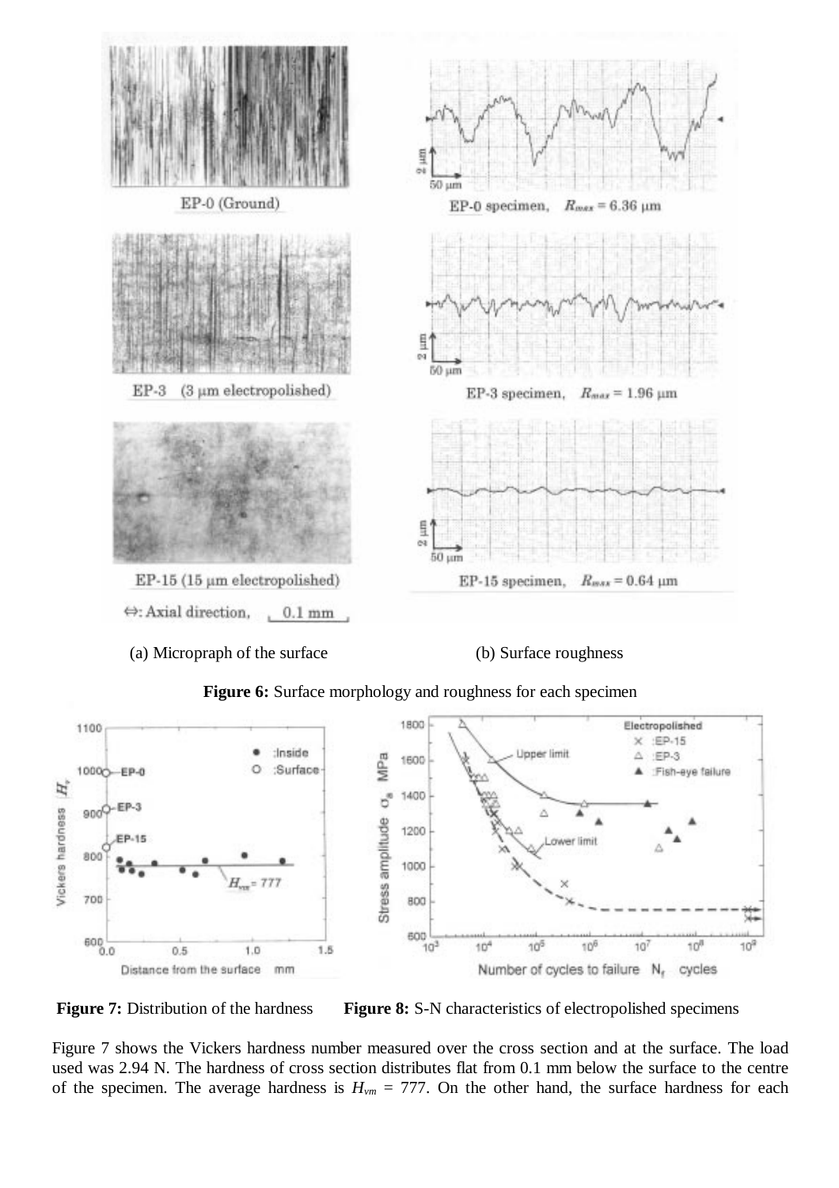(a) Micropraph of the surface (b) Surface roughness

**Figure 6:** Surface morphology and roughness for each specimen

**Figure 7:** Distribution of the hardness **Figure 8:** S-N characteristics of electropolished specimens

Figure 7 shows the Vickers hardness number measured over the cross section and at the surface. The load used was 2.94 N. The hardness of cross section distributes flat from 0.1 mm below the surface to the centre of the specimen. The average hardness is $H_{vm}$ = 777. On the other hand, the surface hardness for each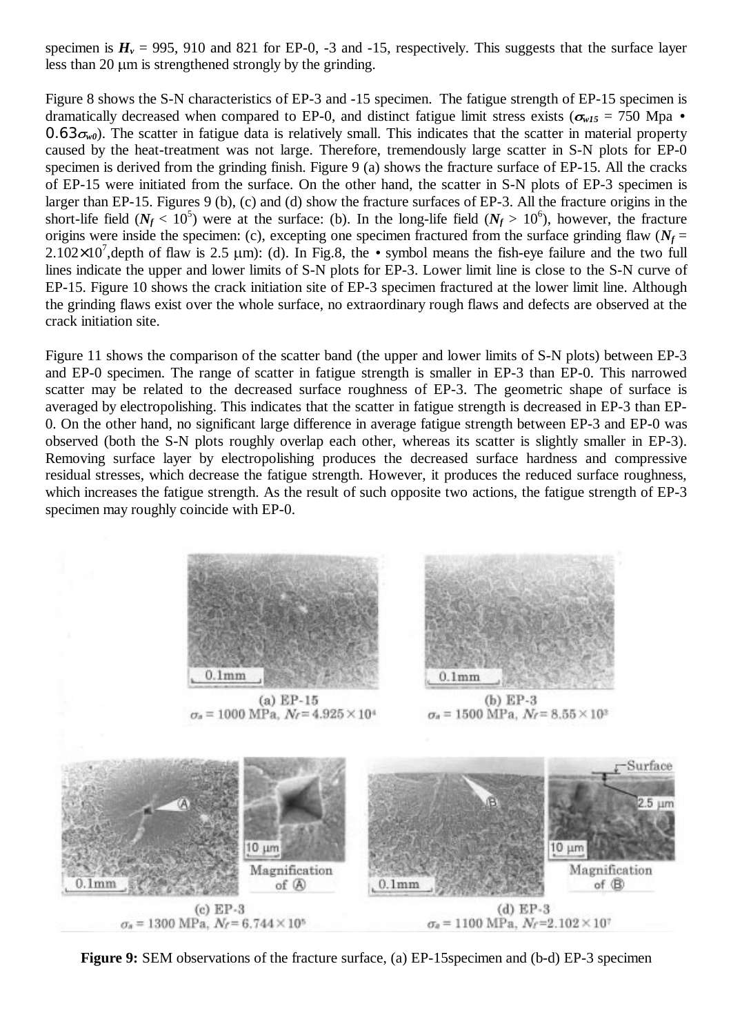specimen is $H_v$ = 995, 910 and 821 for EP-0, -3 and -15, respectively. This suggests that the surface layer less than 20 μm is strengthened strongly by the grinding.

Figure 8 shows the S-N characteristics of EP-3 and -15 specimen. The fatigue strength of EP-15 specimen is dramatically decreased when compared to EP-0, and distinct fatigue limit stress exists ($\sigma_{w15}$ = 750 Mpa • $0.63\sigma_{w0}$). The scatter in fatigue data is relatively small. This indicates that the scatter in material property caused by the heat-treatment was not large. Therefore, tremendously large scatter in S-N plots for EP-0 specimen is derived from the grinding finish. Figure 9 (a) shows the fracture surface of EP-15. All the cracks of EP-15 were initiated from the surface. On the other hand, the scatter in S-N plots of EP-3 specimen is larger than EP-15. Figures 9 (b), (c) and (d) show the fracture surfaces of EP-3. All the fracture origins in the short-life field ($N_f < 10^5$) were at the surface: (b). In the long-life field ($N_f > 10^6$), however, the fracture origins were inside the specimen: (c), excepting one specimen fractured from the surface grinding flaw ($N_f$ = $2.102\times10^7$,depth of flaw is 2.5 μm): (d). In Fig.8, the • symbol means the fish-eye failure and the two full lines indicate the upper and lower limits of S-N plots for EP-3. Lower limit line is close to the S-N curve of EP-15. Figure 10 shows the crack initiation site of EP-3 specimen fractured at the lower limit line. Although the grinding flaws exist over the whole surface, no extraordinary rough flaws and defects are observed at the crack initiation site.

Figure 11 shows the comparison of the scatter band (the upper and lower limits of S-N plots) between EP-3 and EP-0 specimen. The range of scatter in fatigue strength is smaller in EP-3 than EP-0. This narrowed scatter may be related to the decreased surface roughness of EP-3. The geometric shape of surface is averaged by electropolishing. This indicates that the scatter in fatigue strength is decreased in EP-3 than EP-0. On the other hand, no significant large difference in average fatigue strength between EP-3 and EP-0 was observed (both the S-N plots roughly overlap each other, whereas its scatter is slightly smaller in EP-3). Removing surface layer by electropolishing produces the decreased surface hardness and compressive residual stresses, which decrease the fatigue strength. However, it produces the reduced surface roughness, which increases the fatigue strength. As the result of such opposite two actions, the fatigue strength of EP-3 specimen may roughly coincide with EP-0.

(a) EP-15 $\sigma_a$ = 1000 MPa, $N_f = 4.925\times10^4$

(b) EP-3 $\sigma_a$ = 1500 MPa, $N_f = 8.55\times10^3$

(c) EP-3 $\sigma_a$ = 1300 MPa, $N_f = 6.744\times10^5$

(d) EP-3 $\sigma_a$ = 1100 MPa, $N_f = 2.102\times10^7$

**Figure 9:** SEM observations of the fracture surface, (a) EP-15specimen and (b-d) EP-3 specimen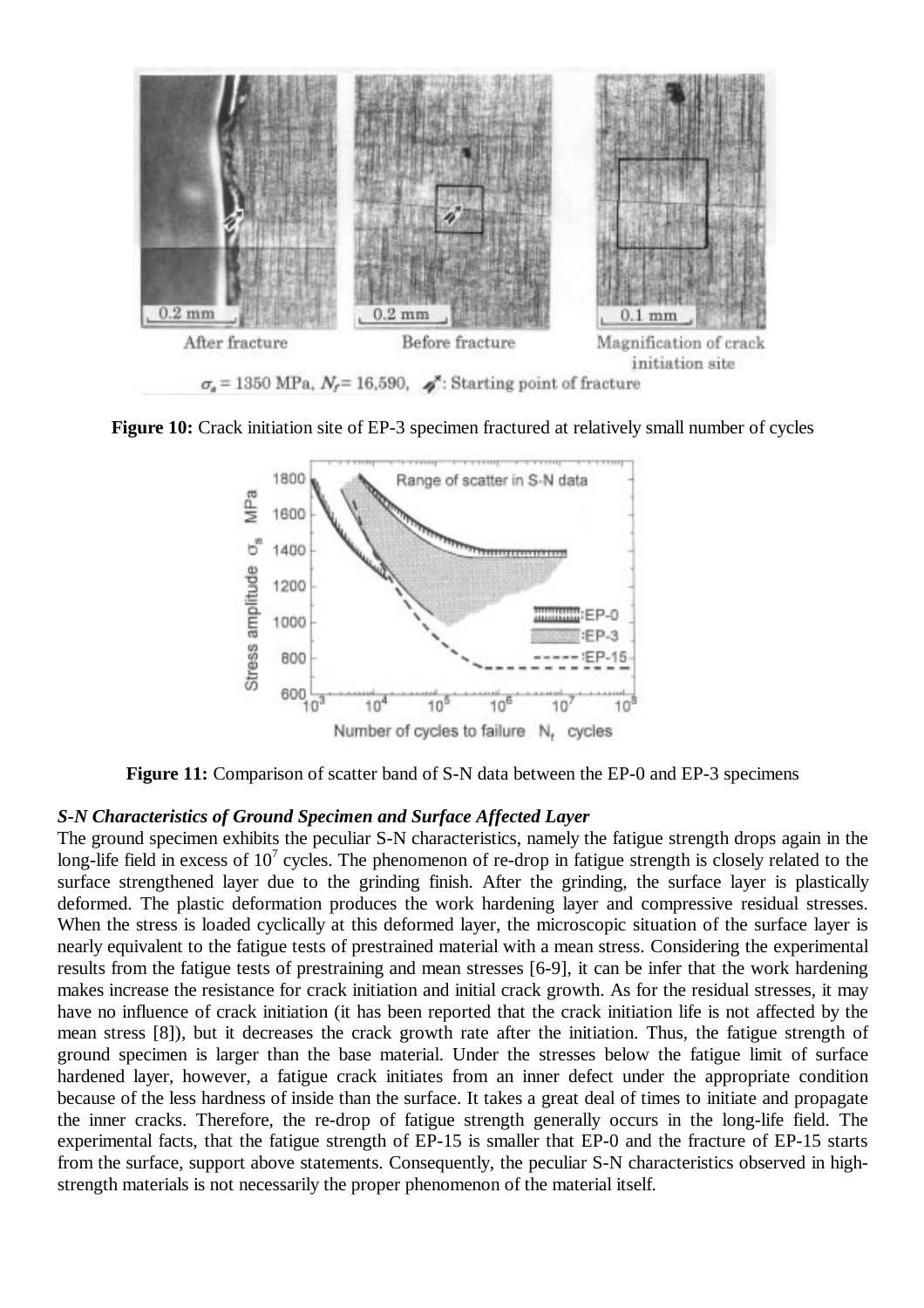**Figure 10:** Crack initiation site of EP-3 specimen fractured at relatively small number of cycles

**Figure 11:** Comparison of scatter band of S-N data between the EP-0 and EP-3 specimens

***S-N Characteristics of Ground Specimen and Surface Affected Layer***

The ground specimen exhibits the peculiar S-N characteristics, namely the fatigue strength drops again in the long-life field in excess of $10^7$ cycles. The phenomenon of re-drop in fatigue strength is closely related to the surface strengthened layer due to the grinding finish. After the grinding, the surface layer is plastically deformed. The plastic deformation produces the work hardening layer and compressive residual stresses. When the stress is loaded cyclically at this deformed layer, the microscopic situation of the surface layer is nearly equivalent to the fatigue tests of prestrained material with a mean stress. Considering the experimental results from the fatigue tests of prestraining and mean stresses [6-9], it can be infer that the work hardening makes increase the resistance for crack initiation and initial crack growth. As for the residual stresses, it may have no influence of crack initiation (it has been reported that the crack initiation life is not affected by the mean stress [8]), but it decreases the crack growth rate after the initiation. Thus, the fatigue strength of ground specimen is larger than the base material. Under the stresses below the fatigue limit of surface hardened layer, however, a fatigue crack initiates from an inner defect under the appropriate condition because of the less hardness of inside than the surface. It takes a great deal of times to initiate and propagate the inner cracks. Therefore, the re-drop of fatigue strength generally occurs in the long-life field. The experimental facts, that the fatigue strength of EP-15 is smaller that EP-0 and the fracture of EP-15 starts from the surface, support above statements. Consequently, the peculiar S-N characteristics observed in high-strength materials is not necessarily the proper phenomenon of the material itself.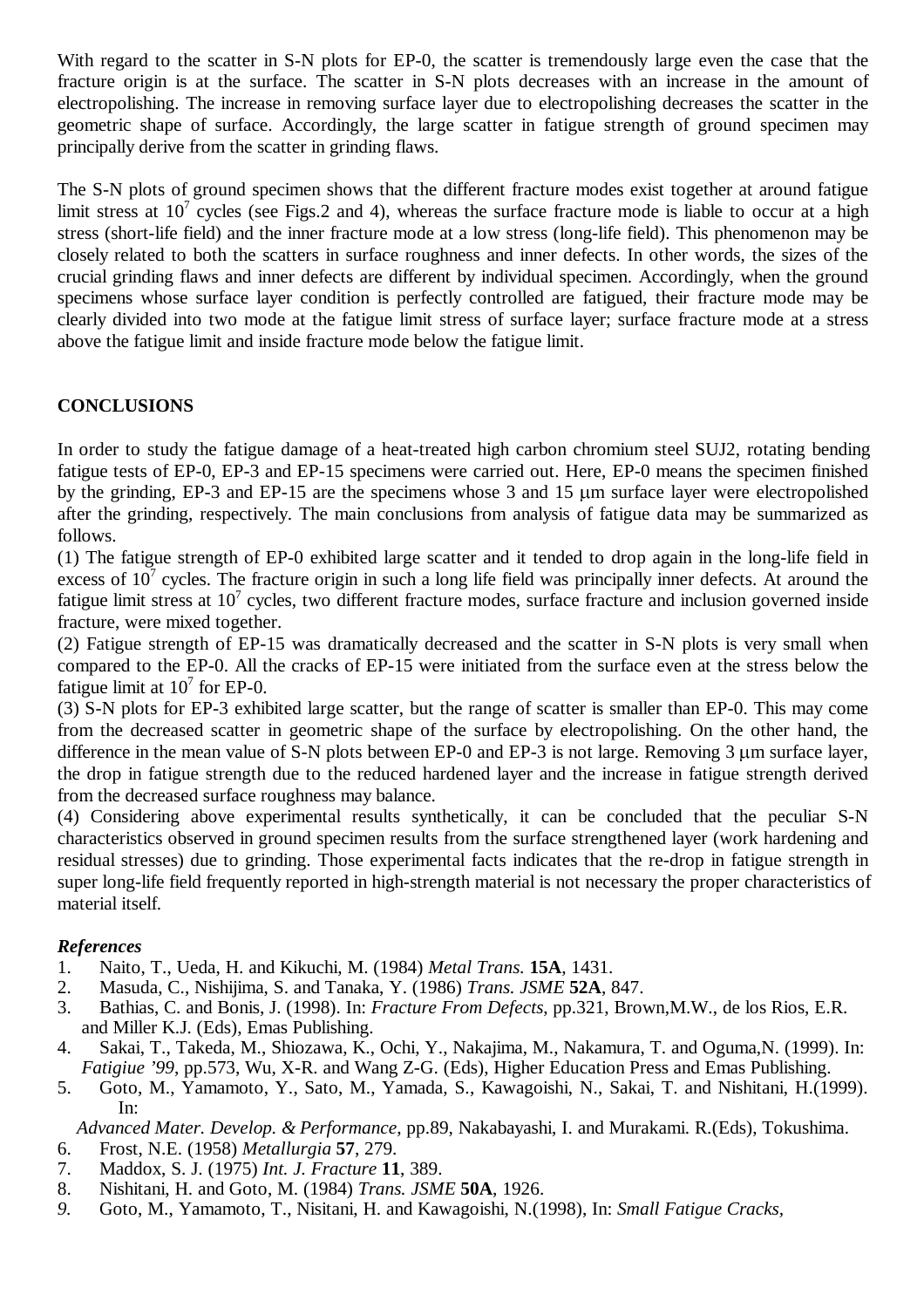With regard to the scatter in S-N plots for EP-0, the scatter is tremendously large even the case that the fracture origin is at the surface. The scatter in S-N plots decreases with an increase in the amount of electropolishing. The increase in removing surface layer due to electropolishing decreases the scatter in the geometric shape of surface. Accordingly, the large scatter in fatigue strength of ground specimen may principally derive from the scatter in grinding flaws.

The S-N plots of ground specimen shows that the different fracture modes exist together at around fatigue limit stress at $10^7$ cycles (see Figs.2 and 4), whereas the surface fracture mode is liable to occur at a high stress (short-life field) and the inner fracture mode at a low stress (long-life field). This phenomenon may be closely related to both the scatters in surface roughness and inner defects. In other words, the sizes of the crucial grinding flaws and inner defects are different by individual specimen. Accordingly, when the ground specimens whose surface layer condition is perfectly controlled are fatigued, their fracture mode may be clearly divided into two mode at the fatigue limit stress of surface layer; surface fracture mode at a stress above the fatigue limit and inside fracture mode below the fatigue limit.

## CONCLUSIONS

In order to study the fatigue damage of a heat-treated high carbon chromium steel SUJ2, rotating bending fatigue tests of EP-0, EP-3 and EP-15 specimens were carried out. Here, EP-0 means the specimen finished by the grinding, EP-3 and EP-15 are the specimens whose 3 and 15 μm surface layer were electropolished after the grinding, respectively. The main conclusions from analysis of fatigue data may be summarized as follows.

(1) The fatigue strength of EP-0 exhibited large scatter and it tended to drop again in the long-life field in excess of $10^7$ cycles. The fracture origin in such a long life field was principally inner defects. At around the fatigue limit stress at $10^7$ cycles, two different fracture modes, surface fracture and inclusion governed inside fracture, were mixed together.

(2) Fatigue strength of EP-15 was dramatically decreased and the scatter in S-N plots is very small when compared to the EP-0. All the cracks of EP-15 were initiated from the surface even at the stress below the fatigue limit at $10^7$ for EP-0.

(3) S-N plots for EP-3 exhibited large scatter, but the range of scatter is smaller than EP-0. This may come from the decreased scatter in geometric shape of the surface by electropolishing. On the other hand, the difference in the mean value of S-N plots between EP-0 and EP-3 is not large. Removing 3 μm surface layer, the drop in fatigue strength due to the reduced hardened layer and the increase in fatigue strength derived from the decreased surface roughness may balance.

(4) Considering above experimental results synthetically, it can be concluded that the peculiar S-N characteristics observed in ground specimen results from the surface strengthened layer (work hardening and residual stresses) due to grinding. Those experimental facts indicates that the re-drop in fatigue strength in super long-life field frequently reported in high-strength material is not necessary the proper characteristics of material itself.

### *References*

1. Naito, T., Ueda, H. and Kikuchi, M. (1984) *Metal Trans.* **15A**, 1431.
2. Masuda, C., Nishijima, S. and Tanaka, Y. (1986) *Trans. JSME* **52A**, 847.
3. Bathias, C. and Bonis, J. (1998). In: *Fracture From Defects*, pp.321, Brown,M.W., de los Rios, E.R. and Miller K.J. (Eds), Emas Publishing.
4. Sakai, T., Takeda, M., Shiozawa, K., Ochi, Y., Nakajima, M., Nakamura, T. and Oguma,N. (1999). In: *Fatigiue '99*, pp.573, Wu, X-R. and Wang Z-G. (Eds), Higher Education Press and Emas Publishing.
5. Goto, M., Yamamoto, Y., Sato, M., Yamada, S., Kawagoishi, N., Sakai, T. and Nishitani, H.(1999). In: *Advanced Mater. Develop. & Performance*, pp.89, Nakabayashi, I. and Murakami. R.(Eds), Tokushima.
6. Frost, N.E. (1958) *Metallurgia* **57**, 279.
7. Maddox, S. J. (1975) *Int. J. Fracture* **11**, 389.
8. Nishitani, H. and Goto, M. (1984) *Trans. JSME* **50A**, 1926.
9. Goto, M., Yamamoto, T., Nisitani, H. and Kawagoishi, N.(1998), In: *Small Fatigue Cracks*,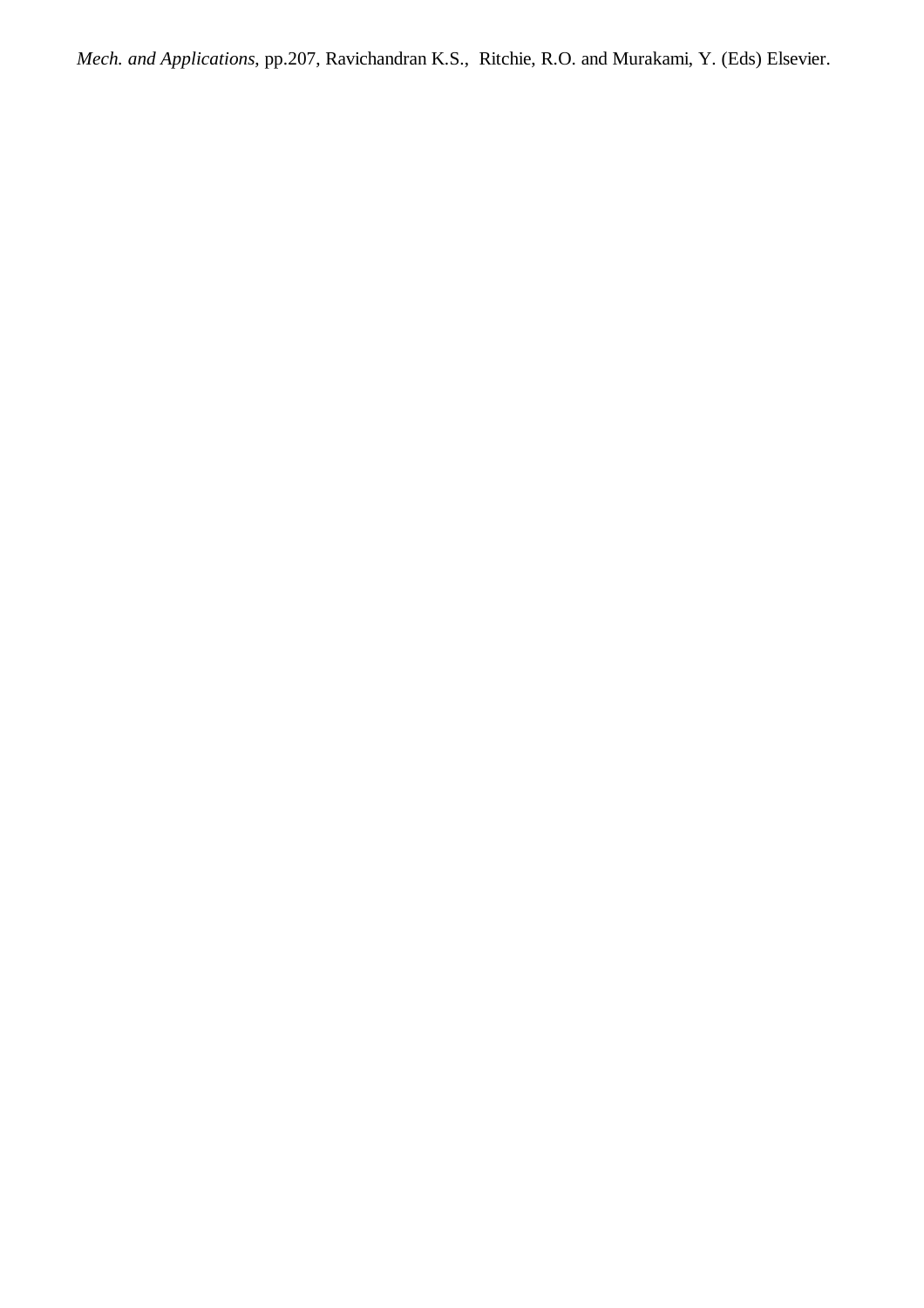*Mech. and Applications*, pp.207, Ravichandran K.S., Ritchie, R.O. and Murakami, Y. (Eds) Elsevier.